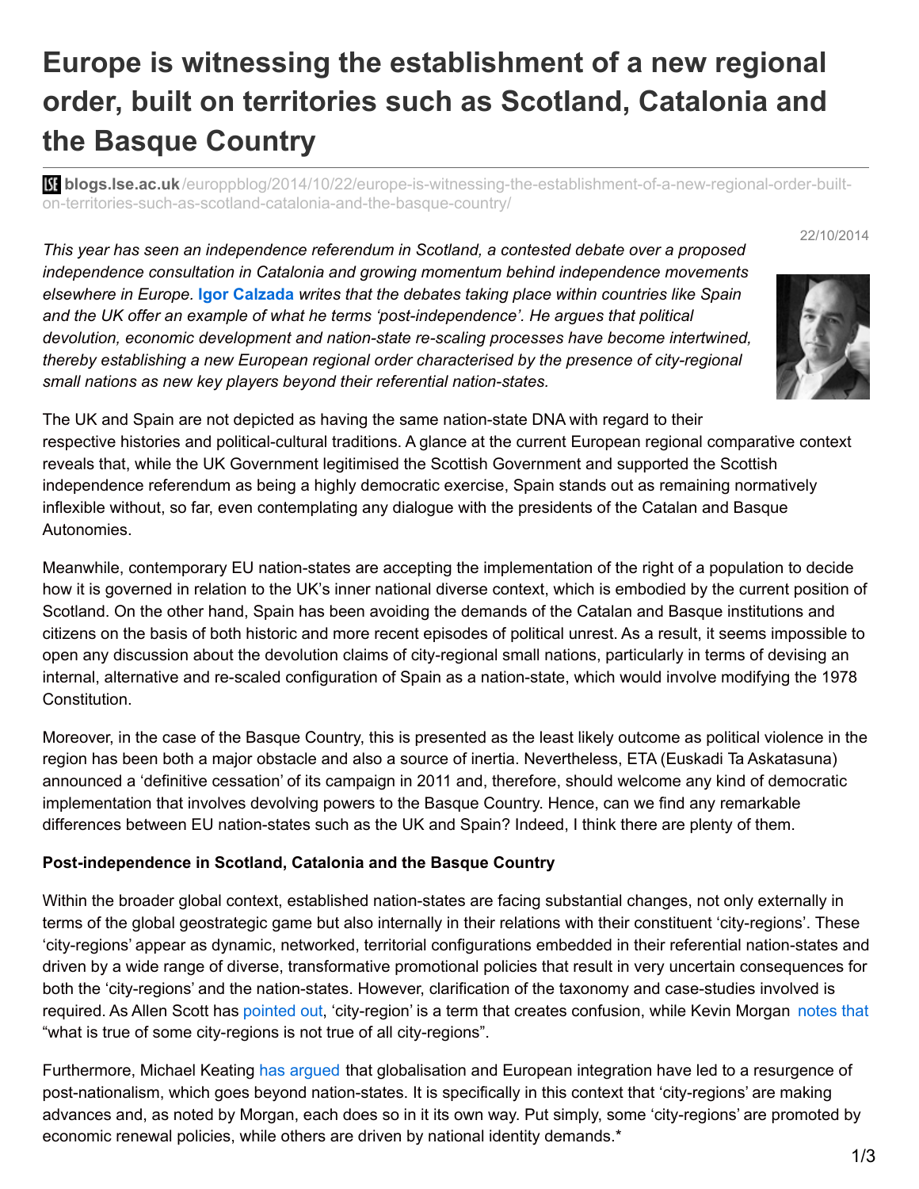# Europe is witnessing the establishment of a new regional order, built on territories such as Scotland, Catalonia and the Basque Country

**blogs.lse.ac.uk**/europpblog/2014/10/22/europe-is-witnessing-the-establishment-of-a-new-regional-order-built-on-territories-such-as-scotland-catalonia-and-the-basque-country/

22/10/2014

*This year has seen an independence referendum in Scotland, a contested debate over a proposed independence consultation in Catalonia and growing momentum behind independence movements elsewhere in Europe.* **Igor Calzada** *writes that the debates taking place within countries like Spain and the UK offer an example of what he terms 'post-independence'. He argues that political devolution, economic development and nation-state re-scaling processes have become intertwined, thereby establishing a new European regional order characterised by the presence of city-regional small nations as new key players beyond their referential nation-states.*

The UK and Spain are not depicted as having the same nation-state DNA with regard to their respective histories and political-cultural traditions. A glance at the current European regional comparative context reveals that, while the UK Government legitimised the Scottish Government and supported the Scottish independence referendum as being a highly democratic exercise, Spain stands out as remaining normatively inflexible without, so far, even contemplating any dialogue with the presidents of the Catalan and Basque Autonomies.

Meanwhile, contemporary EU nation-states are accepting the implementation of the right of a population to decide how it is governed in relation to the UK's inner national diverse context, which is embodied by the current position of Scotland. On the other hand, Spain has been avoiding the demands of the Catalan and Basque institutions and citizens on the basis of both historic and more recent episodes of political unrest. As a result, it seems impossible to open any discussion about the devolution claims of city-regional small nations, particularly in terms of devising an internal, alternative and re-scaled configuration of Spain as a nation-state, which would involve modifying the 1978 Constitution.

Moreover, in the case of the Basque Country, this is presented as the least likely outcome as political violence in the region has been both a major obstacle and also a source of inertia. Nevertheless, ETA (Euskadi Ta Askatasuna) announced a 'definitive cessation' of its campaign in 2011 and, therefore, should welcome any kind of democratic implementation that involves devolving powers to the Basque Country. Hence, can we find any remarkable differences between EU nation-states such as the UK and Spain? Indeed, I think there are plenty of them.

**Post-independence in Scotland, Catalonia and the Basque Country**

Within the broader global context, established nation-states are facing substantial changes, not only externally in terms of the global geostrategic game but also internally in their relations with their constituent 'city-regions'. These 'city-regions' appear as dynamic, networked, territorial configurations embedded in their referential nation-states and driven by a wide range of diverse, transformative promotional policies that result in very uncertain consequences for both the 'city-regions' and the nation-states. However, clarification of the taxonomy and case-studies involved is required. As Allen Scott has pointed out, 'city-region' is a term that creates confusion, while Kevin Morgan notes that "what is true of some city-regions is not true of all city-regions".

Furthermore, Michael Keating has argued that globalisation and European integration have led to a resurgence of post-nationalism, which goes beyond nation-states. It is specifically in this context that 'city-regions' are making advances and, as noted by Morgan, each does so in it its own way. Put simply, some 'city-regions' are promoted by economic renewal policies, while others are driven by national identity demands.*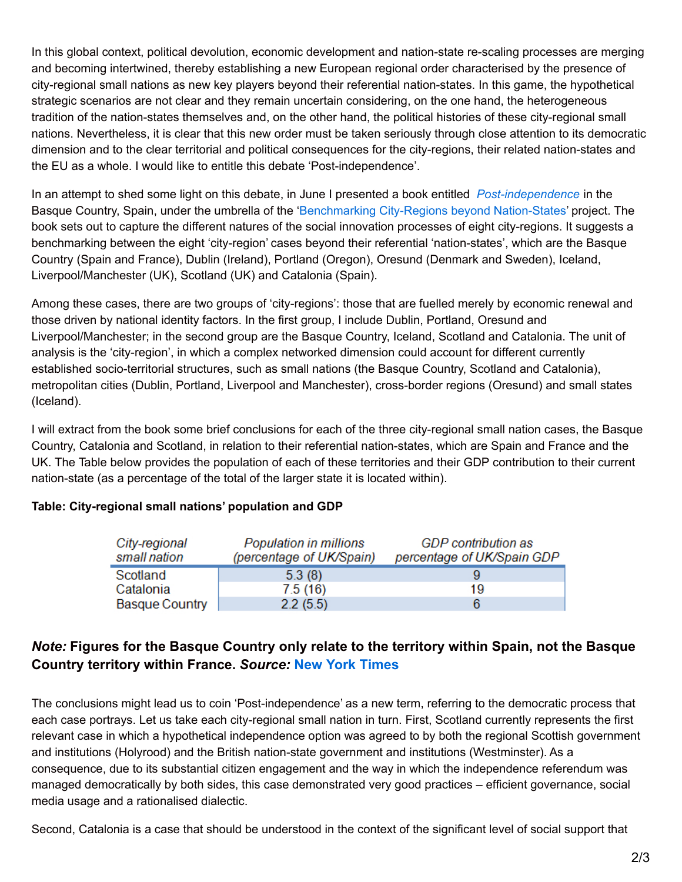In this global context, political devolution, economic development and nation-state re-scaling processes are merging and becoming intertwined, thereby establishing a new European regional order characterised by the presence of city-regional small nations as new key players beyond their referential nation-states. In this game, the hypothetical strategic scenarios are not clear and they remain uncertain considering, on the one hand, the heterogeneous tradition of the nation-states themselves and, on the other hand, the political histories of these city-regional small nations. Nevertheless, it is clear that this new order must be taken seriously through close attention to its democratic dimension and to the clear territorial and political consequences for the city-regions, their related nation-states and the EU as a whole. I would like to entitle this debate 'Post-independence'.

In an attempt to shed some light on this debate, in June I presented a book entitled *Post-independence* in the Basque Country, Spain, under the umbrella of the 'Benchmarking City-Regions beyond Nation-States' project. The book sets out to capture the different natures of the social innovation processes of eight city-regions. It suggests a benchmarking between the eight 'city-region' cases beyond their referential 'nation-states', which are the Basque Country (Spain and France), Dublin (Ireland), Portland (Oregon), Oresund (Denmark and Sweden), Iceland, Liverpool/Manchester (UK), Scotland (UK) and Catalonia (Spain).

Among these cases, there are two groups of 'city-regions': those that are fuelled merely by economic renewal and those driven by national identity factors. In the first group, I include Dublin, Portland, Oresund and Liverpool/Manchester; in the second group are the Basque Country, Iceland, Scotland and Catalonia. The unit of analysis is the 'city-region', in which a complex networked dimension could account for different currently established socio-territorial structures, such as small nations (the Basque Country, Scotland and Catalonia), metropolitan cities (Dublin, Portland, Liverpool and Manchester), cross-border regions (Oresund) and small states (Iceland).

I will extract from the book some brief conclusions for each of the three city-regional small nation cases, the Basque Country, Catalonia and Scotland, in relation to their referential nation-states, which are Spain and France and the UK. The Table below provides the population of each of these territories and their GDP contribution to their current nation-state (as a percentage of the total of the larger state it is located within).

**Table: City-regional small nations' population and GDP**

| *City-regional small nation* | *Population in millions (percentage of UK/Spain)* | *GDP contribution as percentage of UK/Spain GDP* |
|---|---|---|
| Scotland | 5.3 (8) | 9 |
| Catalonia | 7.5 (16) | 19 |
| Basque Country | 2.2 (5.5) | 6 |

### *Note:* Figures for the Basque Country only relate to the territory within Spain, not the Basque Country territory within France. *Source:* New York Times

The conclusions might lead us to coin 'Post-independence' as a new term, referring to the democratic process that each case portrays. Let us take each city-regional small nation in turn. First, Scotland currently represents the first relevant case in which a hypothetical independence option was agreed to by both the regional Scottish government and institutions (Holyrood) and the British nation-state government and institutions (Westminster). As a consequence, due to its substantial citizen engagement and the way in which the independence referendum was managed democratically by both sides, this case demonstrated very good practices – efficient governance, social media usage and a rationalised dialectic.

Second, Catalonia is a case that should be understood in the context of the significant level of social support that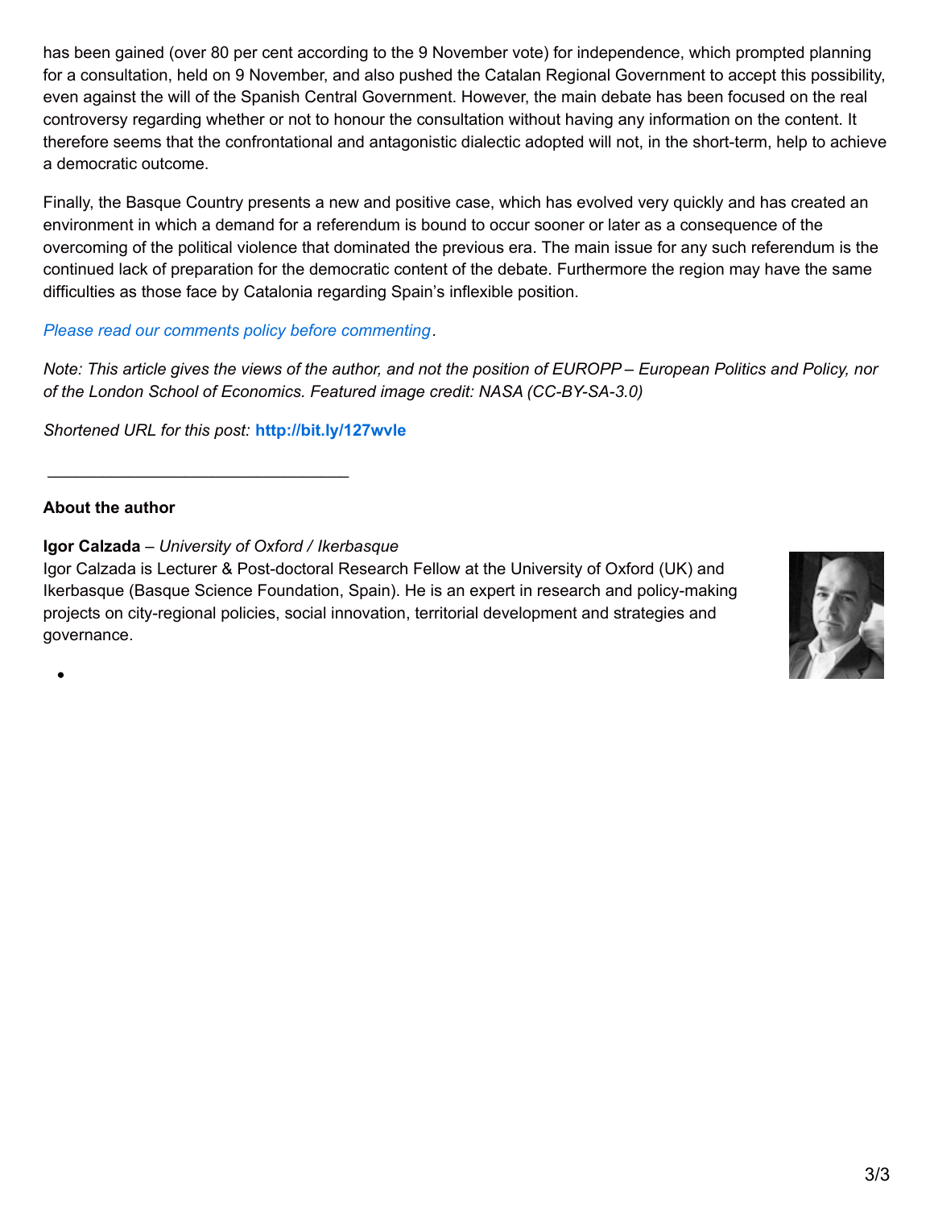has been gained (over 80 per cent according to the 9 November vote) for independence, which prompted planning for a consultation, held on 9 November, and also pushed the Catalan Regional Government to accept this possibility, even against the will of the Spanish Central Government. However, the main debate has been focused on the real controversy regarding whether or not to honour the consultation without having any information on the content. It therefore seems that the confrontational and antagonistic dialectic adopted will not, in the short-term, help to achieve a democratic outcome.

Finally, the Basque Country presents a new and positive case, which has evolved very quickly and has created an environment in which a demand for a referendum is bound to occur sooner or later as a consequence of the overcoming of the political violence that dominated the previous era. The main issue for any such referendum is the continued lack of preparation for the democratic content of the debate. Furthermore the region may have the same difficulties as those face by Catalonia regarding Spain's inflexible position.

*Please read our comments policy before commenting.*

*Note: This article gives the views of the author, and not the position of EUROPP – European Politics and Policy, nor of the London School of Economics. Featured image credit: NASA (CC-BY-SA-3.0)*

*Shortened URL for this post:* **http://bit.ly/127wvle**

---

**About the author**

**Igor Calzada** – *University of Oxford / Ikerbasque*
Igor Calzada is Lecturer & Post-doctoral Research Fellow at the University of Oxford (UK) and Ikerbasque (Basque Science Foundation, Spain). He is an expert in research and policy-making projects on city-regional policies, social innovation, territorial development and strategies and governance.